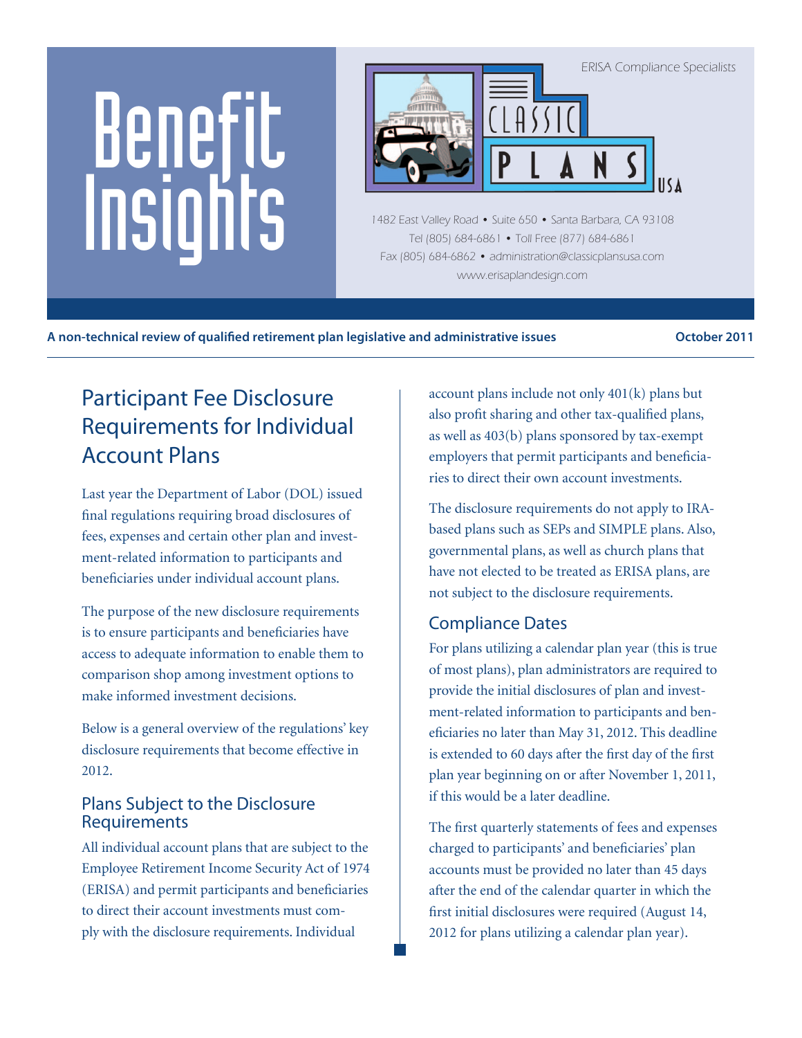# Benefit Insights

ERISA Compliance Specialists

CLASSIC PLANS USA

1482 East Valley Road • Suite 650 • Santa Barbara, CA 93108
Tel (805) 684-6861 • Toll Free (877) 684-6861
Fax (805) 684-6862 • administration@classicplansusa.com
www.erisaplandesign.com

**A non-technical review of qualified retirement plan legislative and administrative issues** **October 2011**

## Participant Fee Disclosure Requirements for Individual Account Plans

Last year the Department of Labor (DOL) issued final regulations requiring broad disclosures of fees, expenses and certain other plan and investment-related information to participants and beneficiaries under individual account plans.

The purpose of the new disclosure requirements is to ensure participants and beneficiaries have access to adequate information to enable them to comparison shop among investment options to make informed investment decisions.

Below is a general overview of the regulations' key disclosure requirements that become effective in 2012.

### Plans Subject to the Disclosure Requirements

All individual account plans that are subject to the Employee Retirement Income Security Act of 1974 (ERISA) and permit participants and beneficiaries to direct their account investments must comply with the disclosure requirements. Individual account plans include not only 401(k) plans but also profit sharing and other tax-qualified plans, as well as 403(b) plans sponsored by tax-exempt employers that permit participants and beneficiaries to direct their own account investments.

The disclosure requirements do not apply to IRA-based plans such as SEPs and SIMPLE plans. Also, governmental plans, as well as church plans that have not elected to be treated as ERISA plans, are not subject to the disclosure requirements.

### Compliance Dates

For plans utilizing a calendar plan year (this is true of most plans), plan administrators are required to provide the initial disclosures of plan and investment-related information to participants and beneficiaries no later than May 31, 2012. This deadline is extended to 60 days after the first day of the first plan year beginning on or after November 1, 2011, if this would be a later deadline.

The first quarterly statements of fees and expenses charged to participants' and beneficiaries' plan accounts must be provided no later than 45 days after the end of the calendar quarter in which the first initial disclosures were required (August 14, 2012 for plans utilizing a calendar plan year).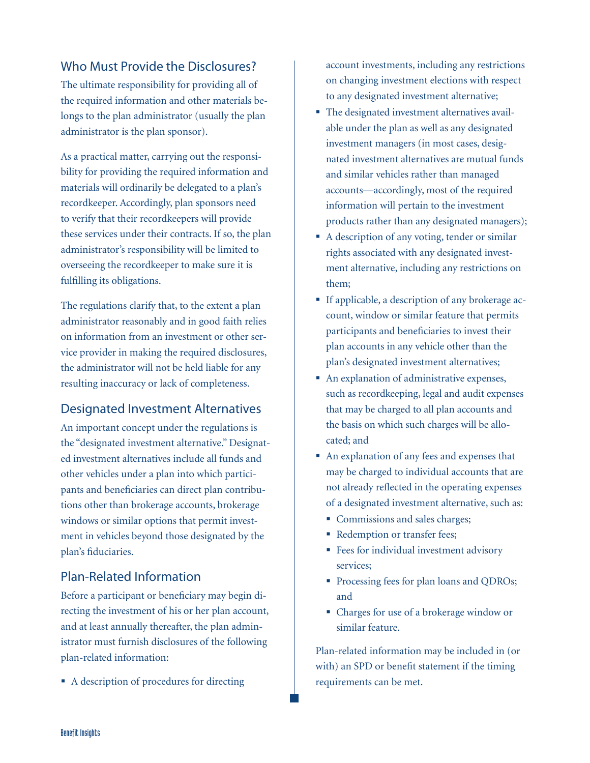## Who Must Provide the Disclosures?

The ultimate responsibility for providing all of the required information and other materials belongs to the plan administrator (usually the plan administrator is the plan sponsor).

As a practical matter, carrying out the responsibility for providing the required information and materials will ordinarily be delegated to a plan's recordkeeper. Accordingly, plan sponsors need to verify that their recordkeepers will provide these services under their contracts. If so, the plan administrator's responsibility will be limited to overseeing the recordkeeper to make sure it is fulfilling its obligations.

The regulations clarify that, to the extent a plan administrator reasonably and in good faith relies on information from an investment or other service provider in making the required disclosures, the administrator will not be held liable for any resulting inaccuracy or lack of completeness.

## Designated Investment Alternatives

An important concept under the regulations is the "designated investment alternative." Designated investment alternatives include all funds and other vehicles under a plan into which participants and beneficiaries can direct plan contributions other than brokerage accounts, brokerage windows or similar options that permit investment in vehicles beyond those designated by the plan's fiduciaries.

## Plan-Related Information

Before a participant or beneficiary may begin directing the investment of his or her plan account, and at least annually thereafter, the plan administrator must furnish disclosures of the following plan-related information:

- A description of procedures for directing account investments, including any restrictions on changing investment elections with respect to any designated investment alternative;
- The designated investment alternatives available under the plan as well as any designated investment managers (in most cases, designated investment alternatives are mutual funds and similar vehicles rather than managed accounts—accordingly, most of the required information will pertain to the investment products rather than any designated managers);
- A description of any voting, tender or similar rights associated with any designated investment alternative, including any restrictions on them;
- If applicable, a description of any brokerage account, window or similar feature that permits participants and beneficiaries to invest their plan accounts in any vehicle other than the plan's designated investment alternatives;
- An explanation of administrative expenses, such as recordkeeping, legal and audit expenses that may be charged to all plan accounts and the basis on which such charges will be allocated; and
- An explanation of any fees and expenses that may be charged to individual accounts that are not already reflected in the operating expenses of a designated investment alternative, such as:
  - Commissions and sales charges;
  - Redemption or transfer fees;
  - Fees for individual investment advisory services;
  - Processing fees for plan loans and QDROs; and
  - Charges for use of a brokerage window or similar feature.

Plan-related information may be included in (or with) an SPD or benefit statement if the timing requirements can be met.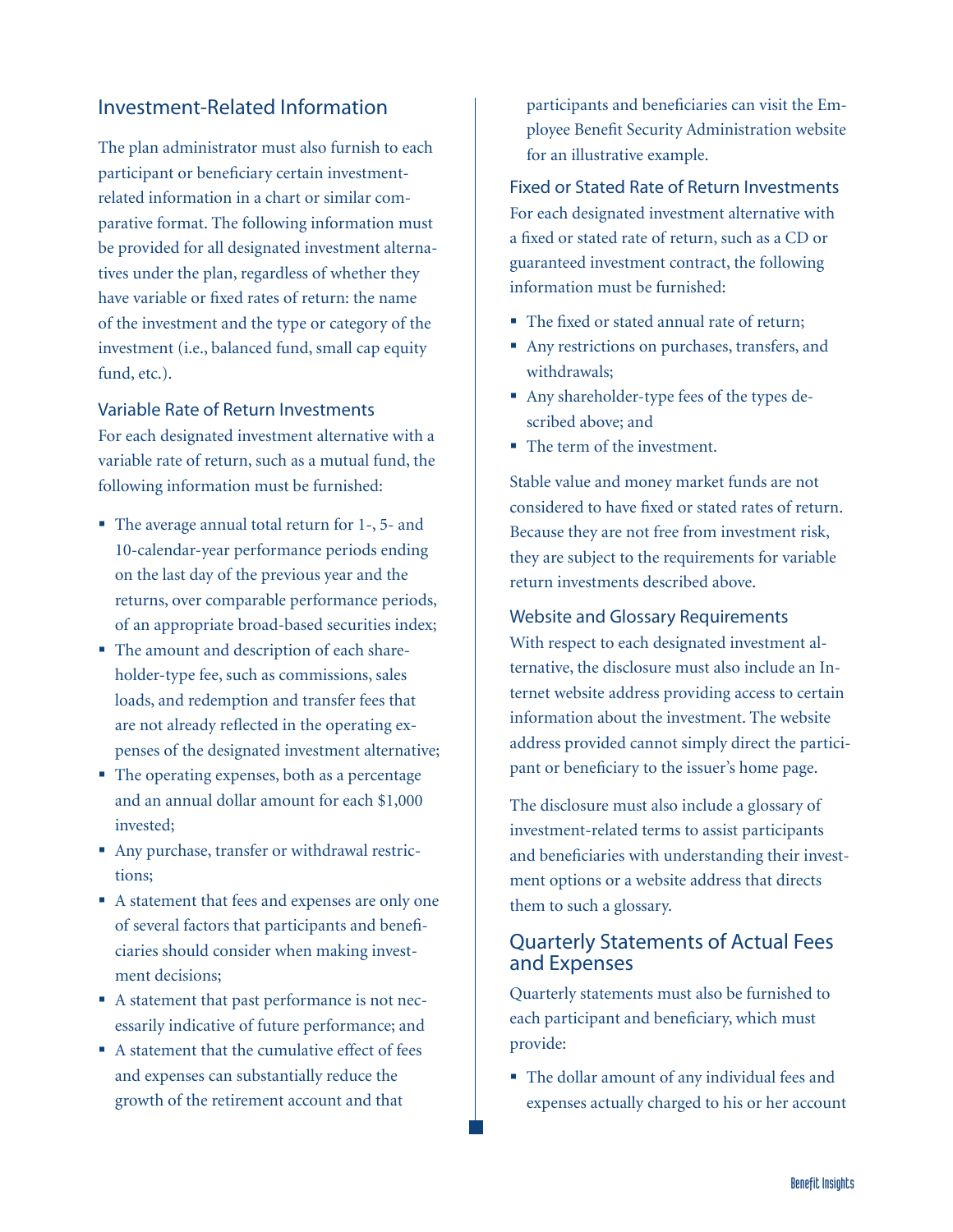## Investment-Related Information

The plan administrator must also furnish to each participant or beneficiary certain investment-related information in a chart or similar comparative format. The following information must be provided for all designated investment alternatives under the plan, regardless of whether they have variable or fixed rates of return: the name of the investment and the type or category of the investment (i.e., balanced fund, small cap equity fund, etc.).

### Variable Rate of Return Investments

For each designated investment alternative with a variable rate of return, such as a mutual fund, the following information must be furnished:

- The average annual total return for 1-, 5- and 10-calendar-year performance periods ending on the last day of the previous year and the returns, over comparable performance periods, of an appropriate broad-based securities index;
- The amount and description of each shareholder-type fee, such as commissions, sales loads, and redemption and transfer fees that are not already reflected in the operating expenses of the designated investment alternative;
- The operating expenses, both as a percentage and an annual dollar amount for each $1,000 invested;
- Any purchase, transfer or withdrawal restrictions;
- A statement that fees and expenses are only one of several factors that participants and beneficiaries should consider when making investment decisions;
- A statement that past performance is not necessarily indicative of future performance; and
- A statement that the cumulative effect of fees and expenses can substantially reduce the growth of the retirement account and that participants and beneficiaries can visit the Employee Benefit Security Administration website for an illustrative example.

### Fixed or Stated Rate of Return Investments

For each designated investment alternative with a fixed or stated rate of return, such as a CD or guaranteed investment contract, the following information must be furnished:

- The fixed or stated annual rate of return;
- Any restrictions on purchases, transfers, and withdrawals;
- Any shareholder-type fees of the types described above; and
- The term of the investment.

Stable value and money market funds are not considered to have fixed or stated rates of return. Because they are not free from investment risk, they are subject to the requirements for variable return investments described above.

### Website and Glossary Requirements

With respect to each designated investment alternative, the disclosure must also include an Internet website address providing access to certain information about the investment. The website address provided cannot simply direct the participant or beneficiary to the issuer's home page.

The disclosure must also include a glossary of investment-related terms to assist participants and beneficiaries with understanding their investment options or a website address that directs them to such a glossary.

## Quarterly Statements of Actual Fees and Expenses

Quarterly statements must also be furnished to each participant and beneficiary, which must provide:

- The dollar amount of any individual fees and expenses actually charged to his or her account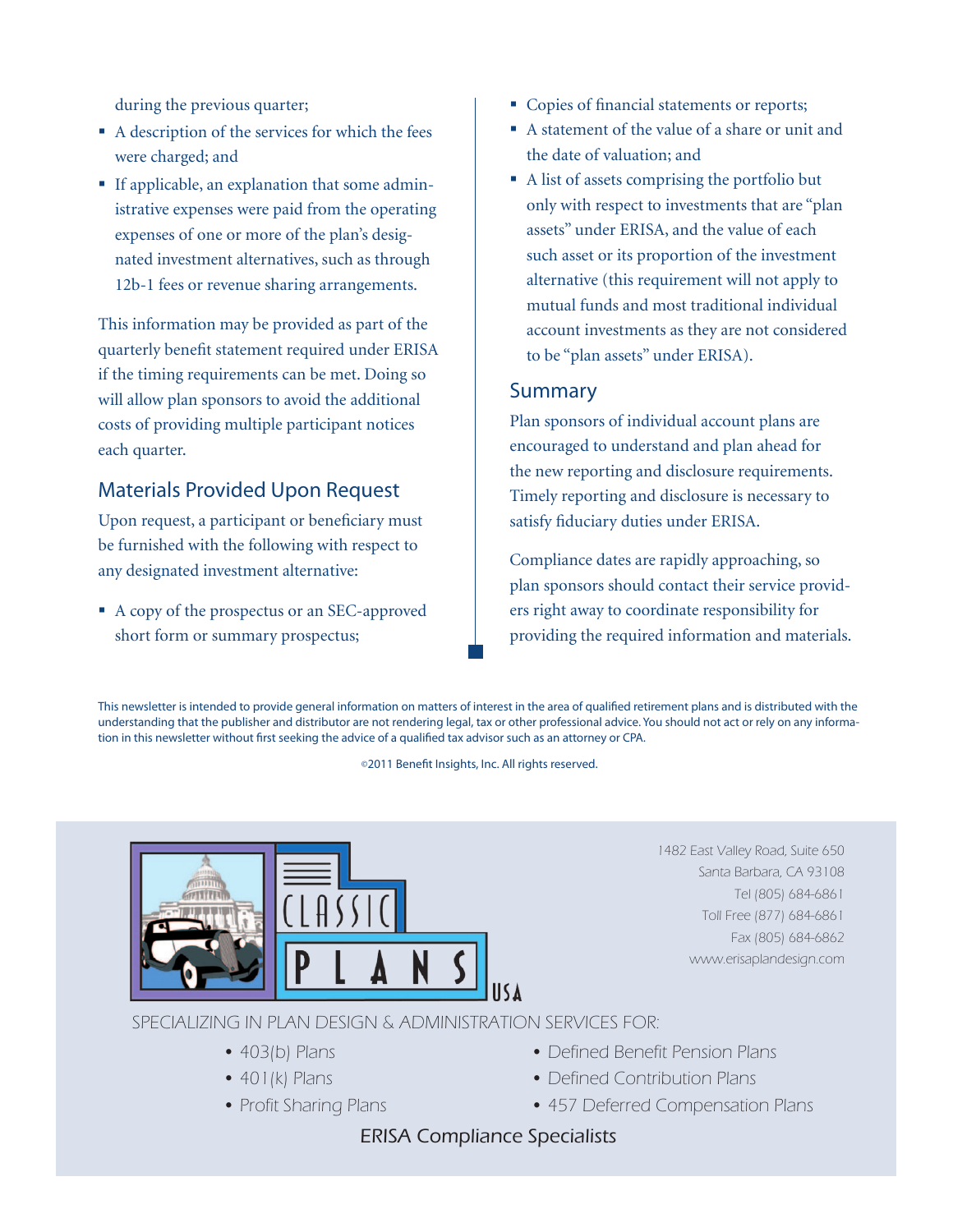during the previous quarter;

- A description of the services for which the fees were charged; and
- If applicable, an explanation that some administrative expenses were paid from the operating expenses of one or more of the plan's designated investment alternatives, such as through 12b-1 fees or revenue sharing arrangements.

This information may be provided as part of the quarterly benefit statement required under ERISA if the timing requirements can be met. Doing so will allow plan sponsors to avoid the additional costs of providing multiple participant notices each quarter.

## Materials Provided Upon Request

Upon request, a participant or beneficiary must be furnished with the following with respect to any designated investment alternative:

- A copy of the prospectus or an SEC-approved short form or summary prospectus;
- Copies of financial statements or reports;
- A statement of the value of a share or unit and the date of valuation; and
- A list of assets comprising the portfolio but only with respect to investments that are "plan assets" under ERISA, and the value of each such asset or its proportion of the investment alternative (this requirement will not apply to mutual funds and most traditional individual account investments as they are not considered to be "plan assets" under ERISA).

## Summary

Plan sponsors of individual account plans are encouraged to understand and plan ahead for the new reporting and disclosure requirements. Timely reporting and disclosure is necessary to satisfy fiduciary duties under ERISA.

Compliance dates are rapidly approaching, so plan sponsors should contact their service providers right away to coordinate responsibility for providing the required information and materials.

This newsletter is intended to provide general information on matters of interest in the area of qualified retirement plans and is distributed with the understanding that the publisher and distributor are not rendering legal, tax or other professional advice. You should not act or rely on any information in this newsletter without first seeking the advice of a qualified tax advisor such as an attorney or CPA.

©2011 Benefit Insights, Inc. All rights reserved.

CLASSIC PLANS USA

1482 East Valley Road, Suite 650
Santa Barbara, CA 93108
Tel (805) 684-6861
Toll Free (877) 684-6861
Fax (805) 684-6862
www.erisaplandesign.com

SPECIALIZING IN PLAN DESIGN & ADMINISTRATION SERVICES FOR:

- 403(b) Plans
- 401(k) Plans
- Profit Sharing Plans
- Defined Benefit Pension Plans
- Defined Contribution Plans
- 457 Deferred Compensation Plans

ERISA Compliance Specialists